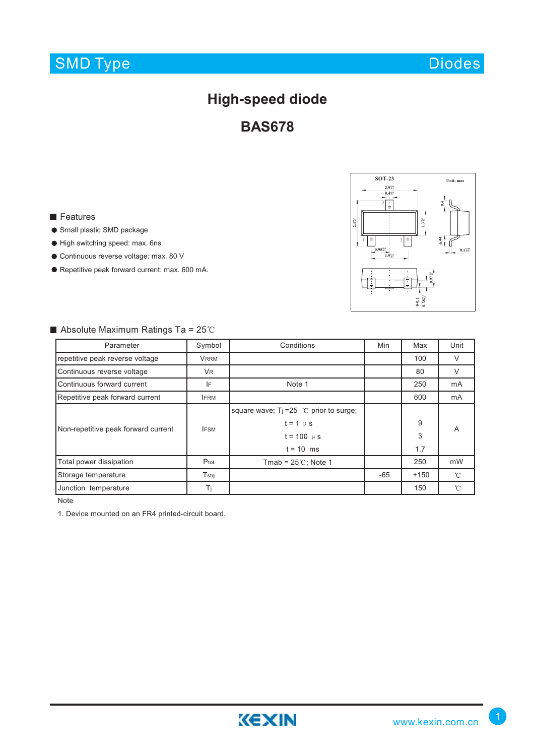# High-speed diode

# BAS678

## Features

- Small plastic SMD package
- High switching speed: max. 6ns
- Continuous reverse voltage: max. 80 V
- Repetitive peak forward current: max. 600 mA.

## Absolute Maximum Ratings Ta = 25℃

| Parameter | Symbol | Conditions | Min | Max | Unit |
|---|---|---|---|---|---|
| repetitive peak reverse voltage | $V_{RRM}$ | | | 100 | V |
| Continuous reverse voltage | $V_R$ | | | 80 | V |
| Continuous forward current | $I_F$ | Note 1 | | 250 | mA |
| Repetitive peak forward current | $I_{FRM}$ | | | 600 | mA |
| Non-repetitive peak forward current | $I_{FSM}$ | square wave; $T_j$ =25 ℃ prior to surge; | | | A |
| | | t = 1 μs | | 9 | |
| | | t = 100 μs | | 3 | |
| | | t = 10 ms | | 1.7 | |
| Total power dissipation | $P_{tot}$ | Tmab = 25℃; Note 1 | | 250 | mW |
| Storage temperature | $T_{stg}$ | | -65 | +150 | ℃ |
| Junction temperature | $T_j$ | | | 150 | ℃ |

Note

1. Device mounted on an FR4 printed-circuit board.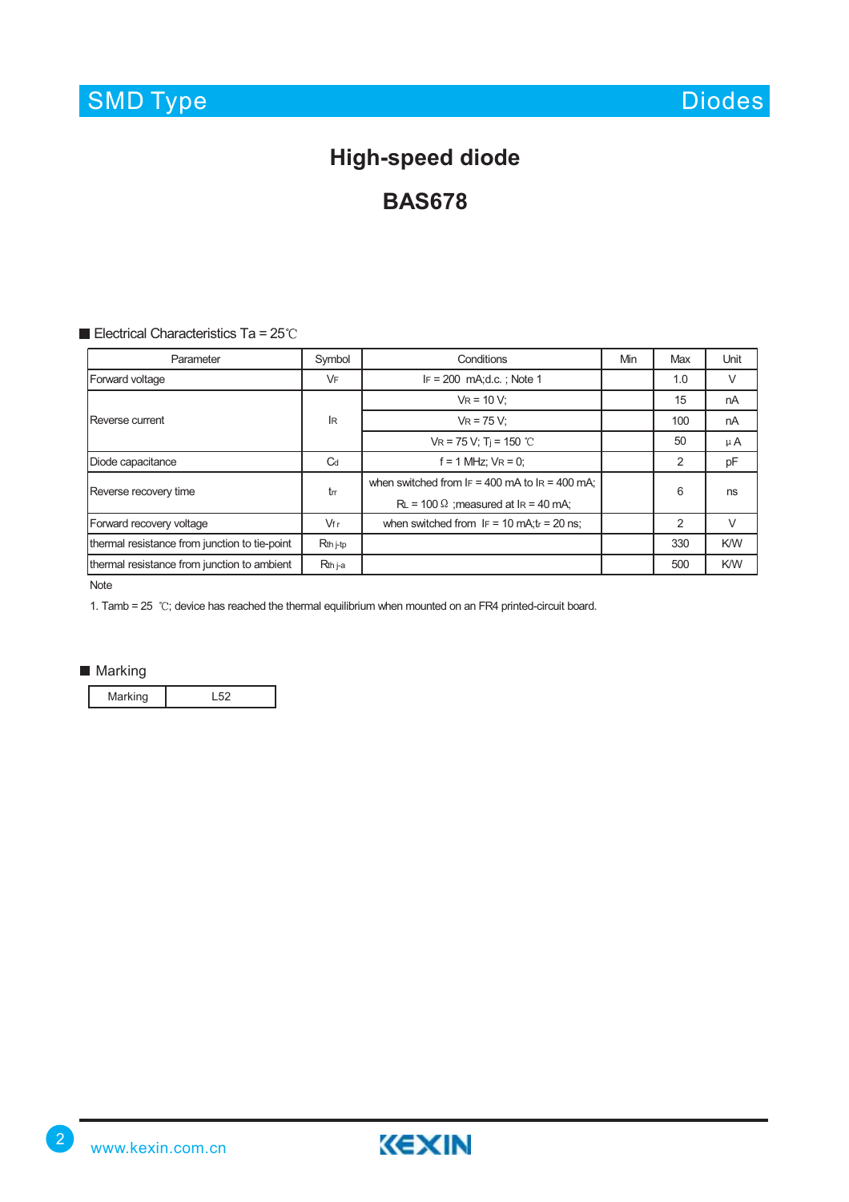SMD Type Diodes

# High-speed diode

# BAS678

■ Electrical Characteristics Ta = 25℃

| Parameter | Symbol | Conditions | Min | Max | Unit |
|---|---|---|---|---|---|
| Forward voltage | $V_F$ | $I_F$ = 200 mA;d.c. ; Note 1 | | 1.0 | V |
| Reverse current | $I_R$ | $V_R$ = 10 V; | | 15 | nA |
| | | $V_R$ = 75 V; | | 100 | nA |
| | | $V_R$ = 75 V; $T_j$ = 150 ℃ | | 50 | μA |
| Diode capacitance | $C_d$ | f = 1 MHz; $V_R$ = 0; | | 2 | pF |
| Reverse recovery time | $t_{rr}$ | when switched from $I_F$ = 400 mA to $I_R$ = 400 mA; $R_L$ = 100 Ω ;measured at $I_R$ = 40 mA; | | 6 | ns |
| Forward recovery voltage | $V_{fr}$ | when switched from $I_F$ = 10 mA;$t_r$ = 20 ns; | | 2 | V |
| thermal resistance from junction to tie-point | $R_{th\ j\text{-}tp}$ | | | 330 | K/W |
| thermal resistance from junction to ambient | $R_{th\ j\text{-}a}$ | | | 500 | K/W |

Note

1. Tamb = 25 ℃; device has reached the thermal equilibrium when mounted on an FR4 printed-circuit board.

■ Marking

| | |
|---|---|
| Marking | L52 |